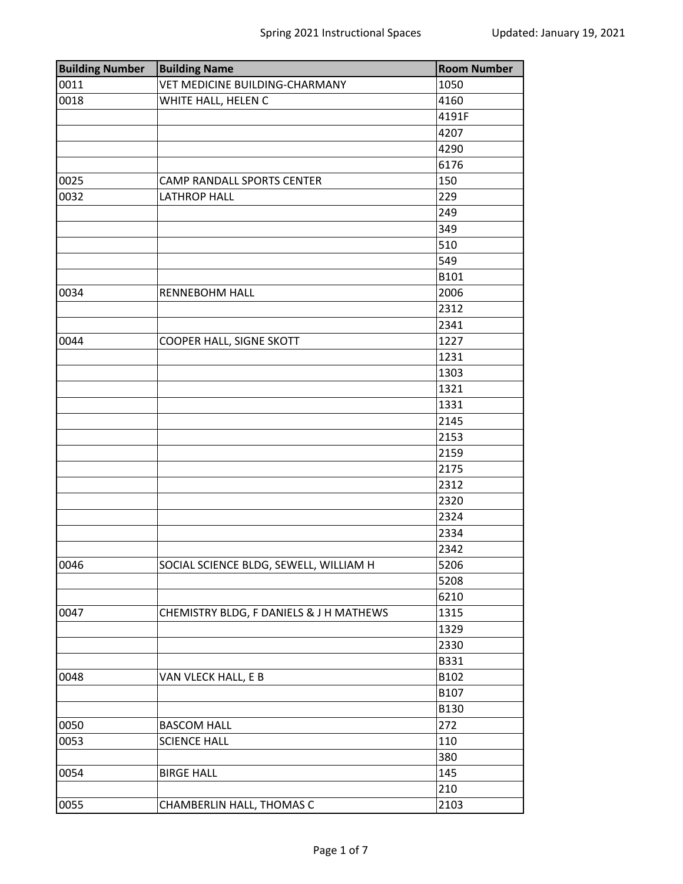Spring 2021 Instructional Spaces

Updated: January 19, 2021

| Building Number | Building Name | Room Number |
|---|---|---|
| 0011 | VET MEDICINE BUILDING-CHARMANY | 1050 |
| 0018 | WHITE HALL, HELEN C | 4160 |
| | | 4191F |
| | | 4207 |
| | | 4290 |
| | | 6176 |
| 0025 | CAMP RANDALL SPORTS CENTER | 150 |
| 0032 | LATHROP HALL | 229 |
| | | 249 |
| | | 349 |
| | | 510 |
| | | 549 |
| | | B101 |
| 0034 | RENNEBOHM HALL | 2006 |
| | | 2312 |
| | | 2341 |
| 0044 | COOPER HALL, SIGNE SKOTT | 1227 |
| | | 1231 |
| | | 1303 |
| | | 1321 |
| | | 1331 |
| | | 2145 |
| | | 2153 |
| | | 2159 |
| | | 2175 |
| | | 2312 |
| | | 2320 |
| | | 2324 |
| | | 2334 |
| | | 2342 |
| 0046 | SOCIAL SCIENCE BLDG, SEWELL, WILLIAM H | 5206 |
| | | 5208 |
| | | 6210 |
| 0047 | CHEMISTRY BLDG, F DANIELS & J H MATHEWS | 1315 |
| | | 1329 |
| | | 2330 |
| | | B331 |
| 0048 | VAN VLECK HALL, E B | B102 |
| | | B107 |
| | | B130 |
| 0050 | BASCOM HALL | 272 |
| 0053 | SCIENCE HALL | 110 |
| | | 380 |
| 0054 | BIRGE HALL | 145 |
| | | 210 |
| 0055 | CHAMBERLIN HALL, THOMAS C | 2103 |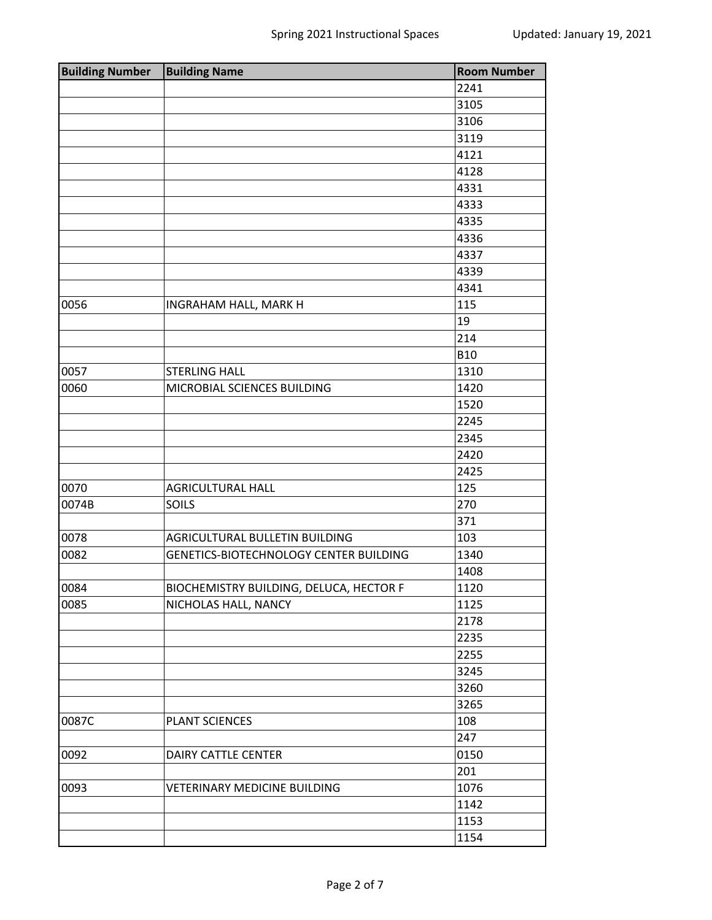| Building Number | Building Name | Room Number |
|---|---|---|
| | | 2241 |
| | | 3105 |
| | | 3106 |
| | | 3119 |
| | | 4121 |
| | | 4128 |
| | | 4331 |
| | | 4333 |
| | | 4335 |
| | | 4336 |
| | | 4337 |
| | | 4339 |
| | | 4341 |
| 0056 | INGRAHAM HALL, MARK H | 115 |
| | | 19 |
| | | 214 |
| | | B10 |
| 0057 | STERLING HALL | 1310 |
| 0060 | MICROBIAL SCIENCES BUILDING | 1420 |
| | | 1520 |
| | | 2245 |
| | | 2345 |
| | | 2420 |
| | | 2425 |
| 0070 | AGRICULTURAL HALL | 125 |
| 0074B | SOILS | 270 |
| | | 371 |
| 0078 | AGRICULTURAL BULLETIN BUILDING | 103 |
| 0082 | GENETICS-BIOTECHNOLOGY CENTER BUILDING | 1340 |
| | | 1408 |
| 0084 | BIOCHEMISTRY BUILDING, DELUCA, HECTOR F | 1120 |
| 0085 | NICHOLAS HALL, NANCY | 1125 |
| | | 2178 |
| | | 2235 |
| | | 2255 |
| | | 3245 |
| | | 3260 |
| | | 3265 |
| 0087C | PLANT SCIENCES | 108 |
| | | 247 |
| 0092 | DAIRY CATTLE CENTER | 0150 |
| | | 201 |
| 0093 | VETERINARY MEDICINE BUILDING | 1076 |
| | | 1142 |
| | | 1153 |
| | | 1154 |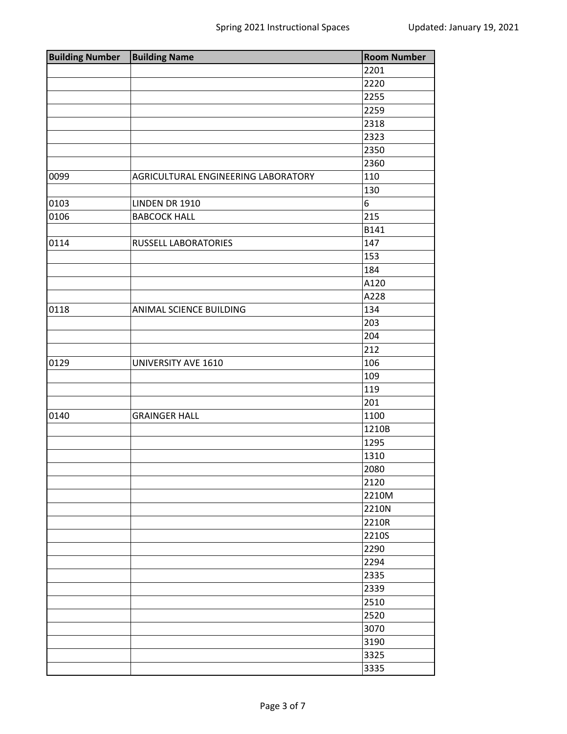| Building Number | Building Name | Room Number |
| --- | --- | --- |
| | | 2201 |
| | | 2220 |
| | | 2255 |
| | | 2259 |
| | | 2318 |
| | | 2323 |
| | | 2350 |
| | | 2360 |
| 0099 | AGRICULTURAL ENGINEERING LABORATORY | 110 |
| | | 130 |
| 0103 | LINDEN DR 1910 | 6 |
| 0106 | BABCOCK HALL | 215 |
| | | B141 |
| 0114 | RUSSELL LABORATORIES | 147 |
| | | 153 |
| | | 184 |
| | | A120 |
| | | A228 |
| 0118 | ANIMAL SCIENCE BUILDING | 134 |
| | | 203 |
| | | 204 |
| | | 212 |
| 0129 | UNIVERSITY AVE 1610 | 106 |
| | | 109 |
| | | 119 |
| | | 201 |
| 0140 | GRAINGER HALL | 1100 |
| | | 1210B |
| | | 1295 |
| | | 1310 |
| | | 2080 |
| | | 2120 |
| | | 2210M |
| | | 2210N |
| | | 2210R |
| | | 2210S |
| | | 2290 |
| | | 2294 |
| | | 2335 |
| | | 2339 |
| | | 2510 |
| | | 2520 |
| | | 3070 |
| | | 3190 |
| | | 3325 |
| | | 3335 |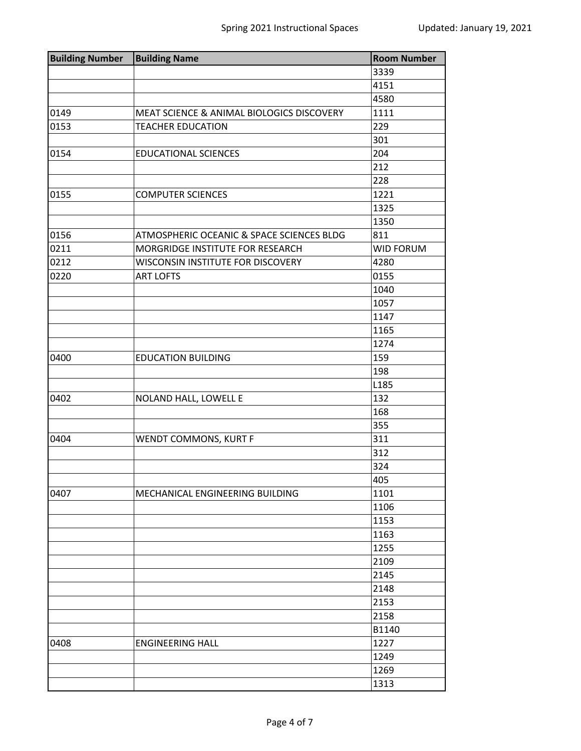| Building Number | Building Name | Room Number |
|---|---|---|
| | | 3339 |
| | | 4151 |
| | | 4580 |
| 0149 | MEAT SCIENCE & ANIMAL BIOLOGICS DISCOVERY | 1111 |
| 0153 | TEACHER EDUCATION | 229 |
| | | 301 |
| 0154 | EDUCATIONAL SCIENCES | 204 |
| | | 212 |
| | | 228 |
| 0155 | COMPUTER SCIENCES | 1221 |
| | | 1325 |
| | | 1350 |
| 0156 | ATMOSPHERIC OCEANIC & SPACE SCIENCES BLDG | 811 |
| 0211 | MORGRIDGE INSTITUTE FOR RESEARCH | WID FORUM |
| 0212 | WISCONSIN INSTITUTE FOR DISCOVERY | 4280 |
| 0220 | ART LOFTS | 0155 |
| | | 1040 |
| | | 1057 |
| | | 1147 |
| | | 1165 |
| | | 1274 |
| 0400 | EDUCATION BUILDING | 159 |
| | | 198 |
| | | L185 |
| 0402 | NOLAND HALL, LOWELL E | 132 |
| | | 168 |
| | | 355 |
| 0404 | WENDT COMMONS, KURT F | 311 |
| | | 312 |
| | | 324 |
| | | 405 |
| 0407 | MECHANICAL ENGINEERING BUILDING | 1101 |
| | | 1106 |
| | | 1153 |
| | | 1163 |
| | | 1255 |
| | | 2109 |
| | | 2145 |
| | | 2148 |
| | | 2153 |
| | | 2158 |
| | | B1140 |
| 0408 | ENGINEERING HALL | 1227 |
| | | 1249 |
| | | 1269 |
| | | 1313 |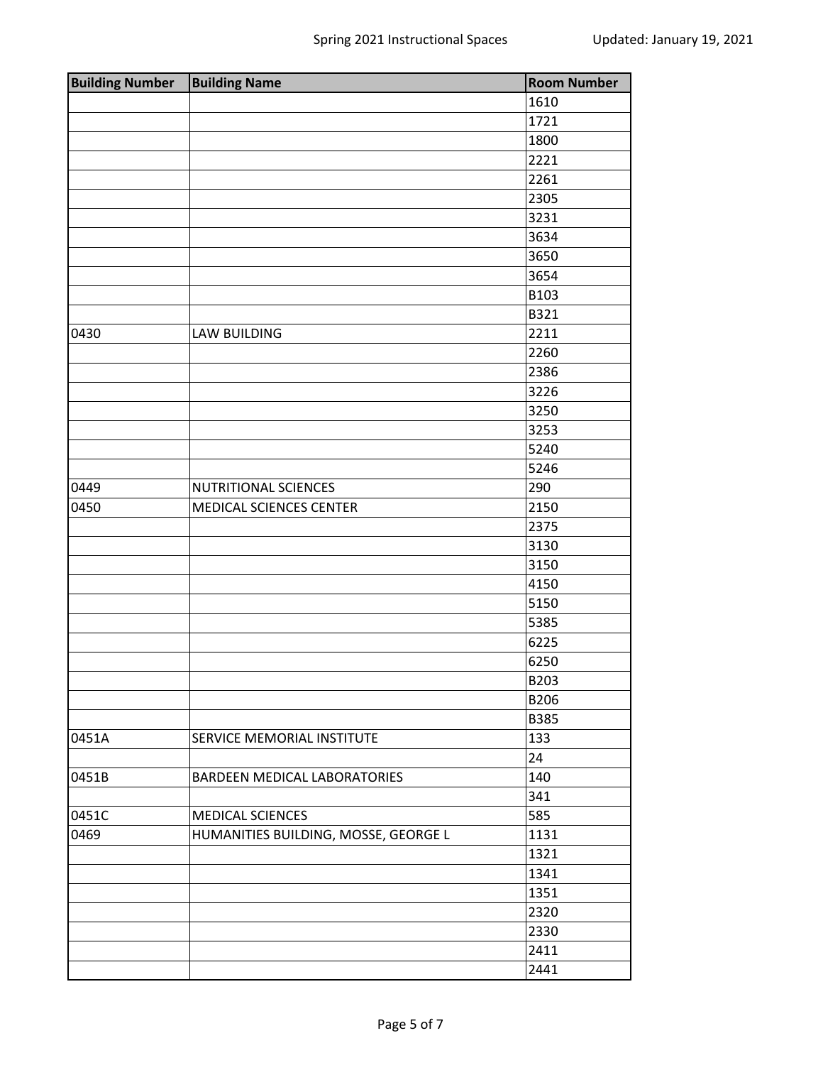| Building Number | Building Name | Room Number |
|---|---|---|
| | | 1610 |
| | | 1721 |
| | | 1800 |
| | | 2221 |
| | | 2261 |
| | | 2305 |
| | | 3231 |
| | | 3634 |
| | | 3650 |
| | | 3654 |
| | | B103 |
| | | B321 |
| 0430 | LAW BUILDING | 2211 |
| | | 2260 |
| | | 2386 |
| | | 3226 |
| | | 3250 |
| | | 3253 |
| | | 5240 |
| | | 5246 |
| 0449 | NUTRITIONAL SCIENCES | 290 |
| 0450 | MEDICAL SCIENCES CENTER | 2150 |
| | | 2375 |
| | | 3130 |
| | | 3150 |
| | | 4150 |
| | | 5150 |
| | | 5385 |
| | | 6225 |
| | | 6250 |
| | | B203 |
| | | B206 |
| | | B385 |
| 0451A | SERVICE MEMORIAL INSTITUTE | 133 |
| | | 24 |
| 0451B | BARDEEN MEDICAL LABORATORIES | 140 |
| | | 341 |
| 0451C | MEDICAL SCIENCES | 585 |
| 0469 | HUMANITIES BUILDING, MOSSE, GEORGE L | 1131 |
| | | 1321 |
| | | 1341 |
| | | 1351 |
| | | 2320 |
| | | 2330 |
| | | 2411 |
| | | 2441 |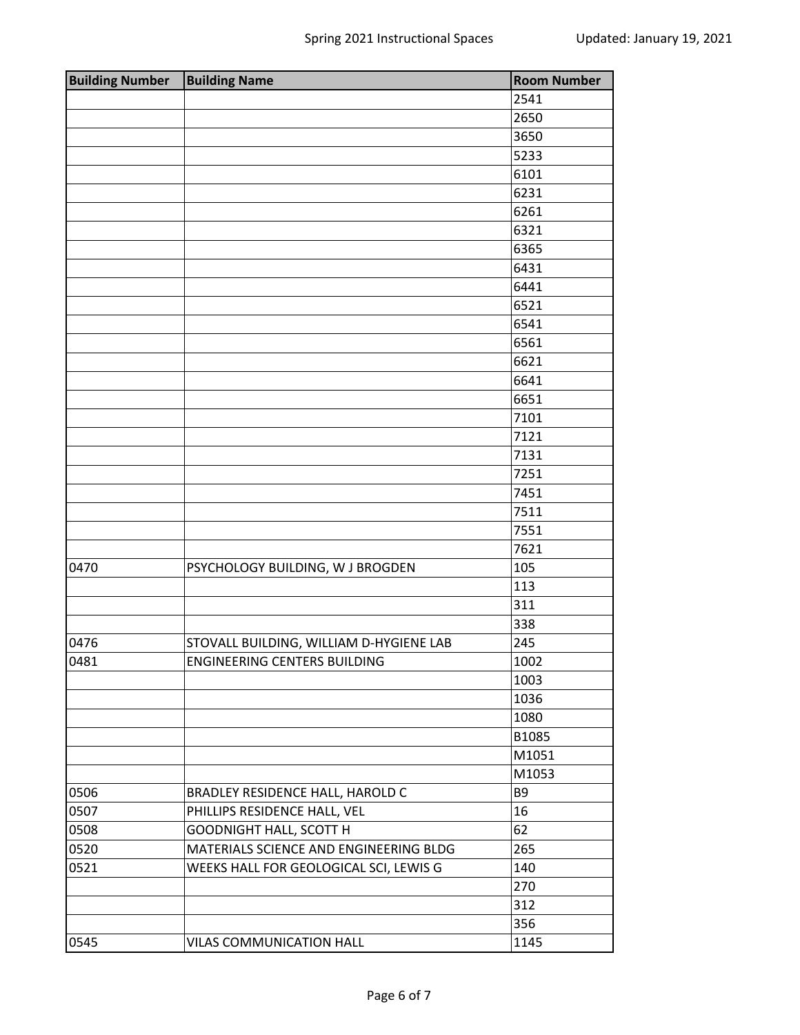| Building Number | Building Name | Room Number |
|---|---|---|
| | | 2541 |
| | | 2650 |
| | | 3650 |
| | | 5233 |
| | | 6101 |
| | | 6231 |
| | | 6261 |
| | | 6321 |
| | | 6365 |
| | | 6431 |
| | | 6441 |
| | | 6521 |
| | | 6541 |
| | | 6561 |
| | | 6621 |
| | | 6641 |
| | | 6651 |
| | | 7101 |
| | | 7121 |
| | | 7131 |
| | | 7251 |
| | | 7451 |
| | | 7511 |
| | | 7551 |
| | | 7621 |
| 0470 | PSYCHOLOGY BUILDING, W J BROGDEN | 105 |
| | | 113 |
| | | 311 |
| | | 338 |
| 0476 | STOVALL BUILDING, WILLIAM D-HYGIENE LAB | 245 |
| 0481 | ENGINEERING CENTERS BUILDING | 1002 |
| | | 1003 |
| | | 1036 |
| | | 1080 |
| | | B1085 |
| | | M1051 |
| | | M1053 |
| 0506 | BRADLEY RESIDENCE HALL, HAROLD C | B9 |
| 0507 | PHILLIPS RESIDENCE HALL, VEL | 16 |
| 0508 | GOODNIGHT HALL, SCOTT H | 62 |
| 0520 | MATERIALS SCIENCE AND ENGINEERING BLDG | 265 |
| 0521 | WEEKS HALL FOR GEOLOGICAL SCI, LEWIS G | 140 |
| | | 270 |
| | | 312 |
| | | 356 |
| 0545 | VILAS COMMUNICATION HALL | 1145 |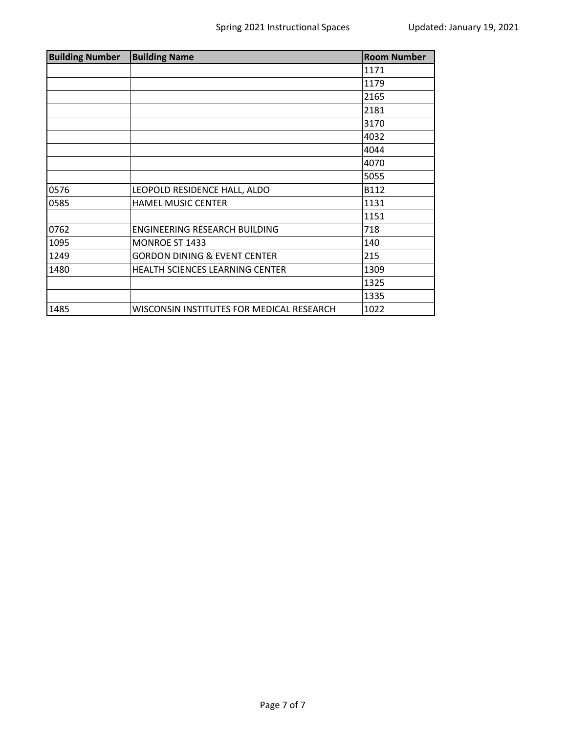| Building Number | Building Name | Room Number |
|---|---|---|
| | | 1171 |
| | | 1179 |
| | | 2165 |
| | | 2181 |
| | | 3170 |
| | | 4032 |
| | | 4044 |
| | | 4070 |
| | | 5055 |
| 0576 | LEOPOLD RESIDENCE HALL, ALDO | B112 |
| 0585 | HAMEL MUSIC CENTER | 1131 |
| | | 1151 |
| 0762 | ENGINEERING RESEARCH BUILDING | 718 |
| 1095 | MONROE ST 1433 | 140 |
| 1249 | GORDON DINING & EVENT CENTER | 215 |
| 1480 | HEALTH SCIENCES LEARNING CENTER | 1309 |
| | | 1325 |
| | | 1335 |
| 1485 | WISCONSIN INSTITUTES FOR MEDICAL RESEARCH | 1022 |